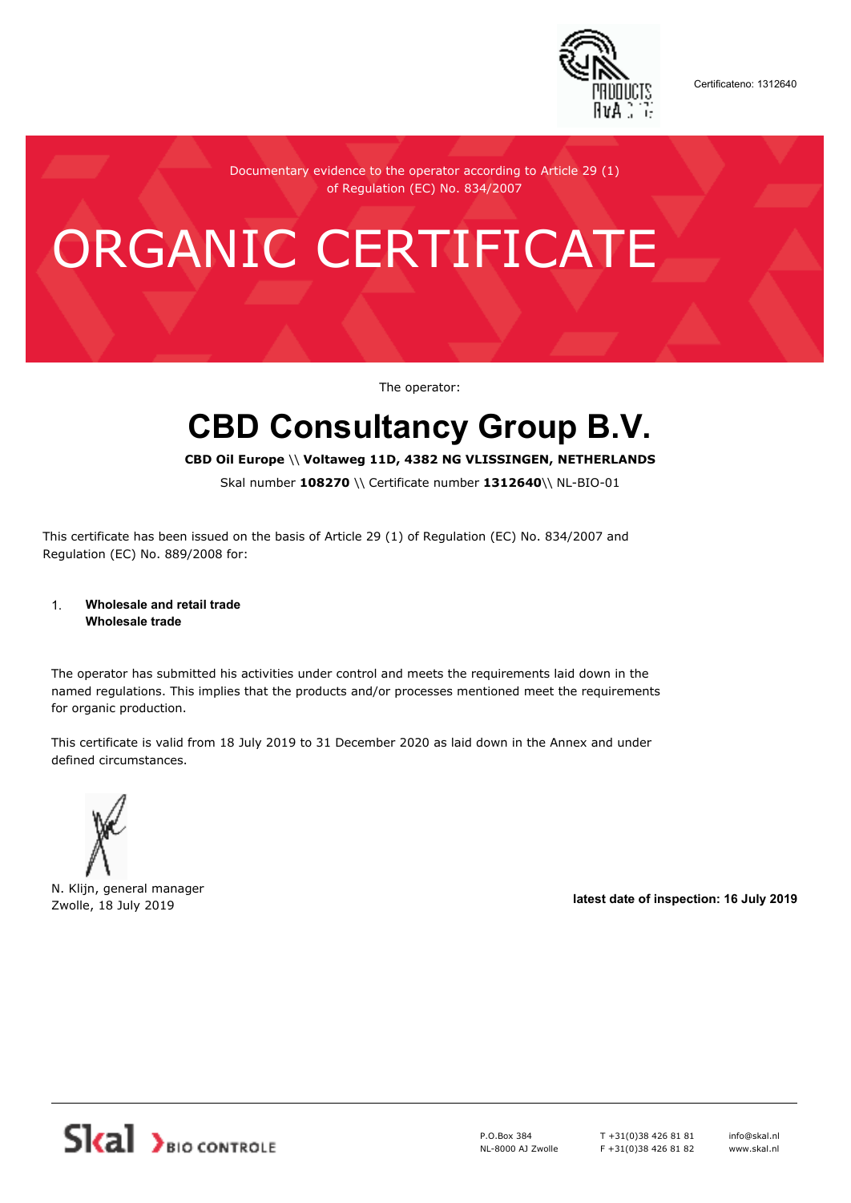Certificateno: 1312640

Documentary evidence to the operator according to Article 29 (1) of Regulation (EC) No. 834/2007

# ORGANIC CERTIFICATE

The operator:

## CBD Consultancy Group B.V.

**CBD Oil Europe** \\ **Voltaweg 11D, 4382 NG VLISSINGEN, NETHERLANDS**

Skal number **108270** \\ Certificate number **1312640**\\ NL-BIO-01

This certificate has been issued on the basis of Article 29 (1) of Regulation (EC) No. 834/2007 and Regulation (EC) No. 889/2008 for:

1. **Wholesale and retail trade**
   **Wholesale trade**

The operator has submitted his activities under control and meets the requirements laid down in the named regulations. This implies that the products and/or processes mentioned meet the requirements for organic production.

This certificate is valid from 18 July 2019 to 31 December 2020 as laid down in the Annex and under defined circumstances.

N. Klijn, general manager
Zwolle, 18 July 2019

**latest date of inspection: 16 July 2019**

Skal BIO CONTROLE

P.O.Box 384
NL-8000 AJ Zwolle

T +31(0)38 426 81 81
F +31(0)38 426 81 82

info@skal.nl
www.skal.nl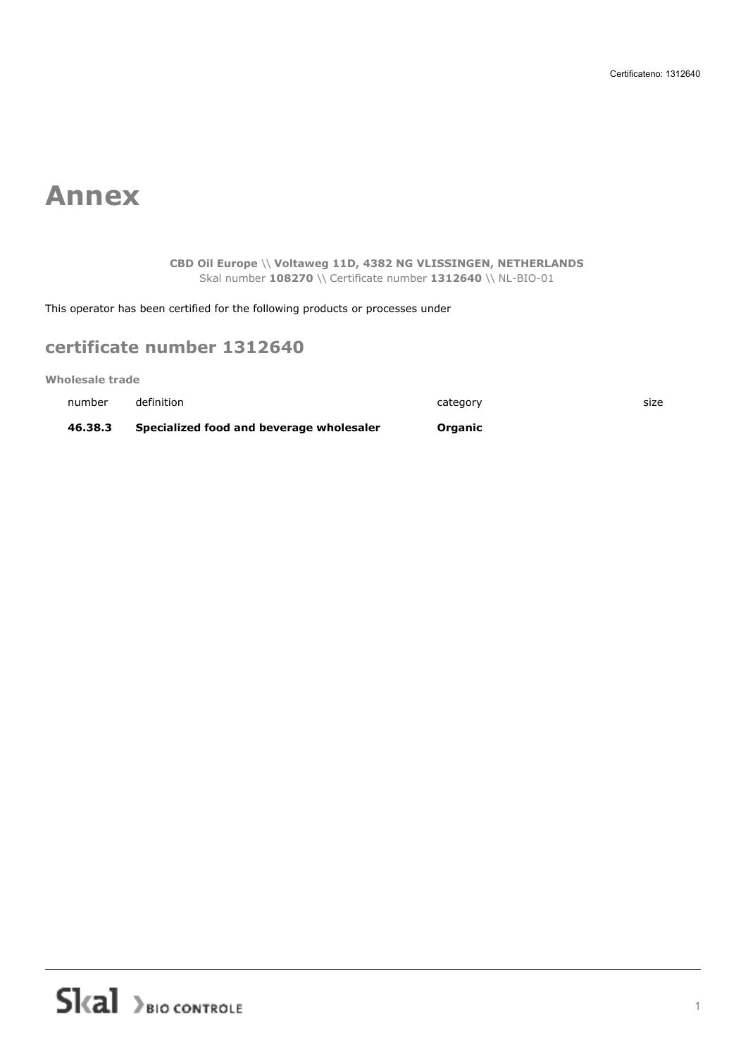Certificateno: 1312640

# Annex

**CBD Oil Europe** \\ **Voltaweg 11D, 4382 NG VLISSINGEN, NETHERLANDS**
Skal number **108270** \\ Certificate number **1312640** \\ NL-BIO-01

This operator has been certified for the following products or processes under

## certificate number 1312640

### Wholesale trade

| number | definition | category | size |
|---|---|---|---|
| **46.38.3** | **Specialized food and beverage wholesaler** | **Organic** | |

Skal BIO CONTROLE